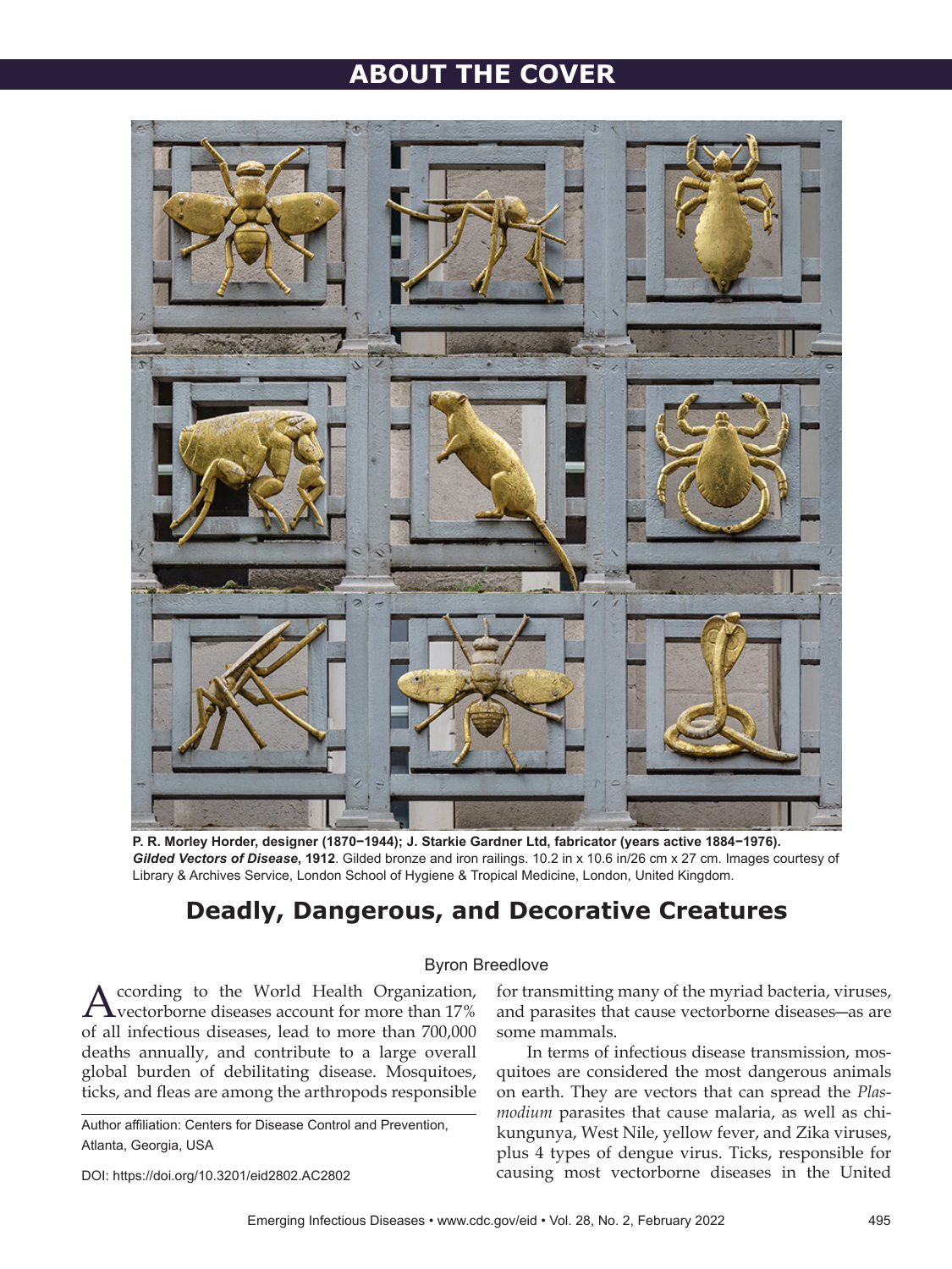# ABOUT THE COVER

**P. R. Morley Horder, designer (1870−1944); J. Starkie Gardner Ltd, fabricator (years active 1884−1976).** ***Gilded Vectors of Disease*, 1912**. Gilded bronze and iron railings. 10.2 in x 10.6 in/26 cm x 27 cm. Images courtesy of Library & Archives Service, London School of Hygiene & Tropical Medicine, London, United Kingdom.

## Deadly, Dangerous, and Decorative Creatures

Byron Breedlove

According to the World Health Organization, vectorborne diseases account for more than 17% of all infectious diseases, lead to more than 700,000 deaths annually, and contribute to a large overall global burden of debilitating disease. Mosquitoes, ticks, and fleas are among the arthropods responsible for transmitting many of the myriad bacteria, viruses, and parasites that cause vectorborne diseases—as are some mammals.

In terms of infectious disease transmission, mosquitoes are considered the most dangerous animals on earth. They are vectors that can spread the *Plasmodium* parasites that cause malaria, as well as chikungunya, West Nile, yellow fever, and Zika viruses, plus 4 types of dengue virus. Ticks, responsible for causing most vectorborne diseases in the United

Author affiliation: Centers for Disease Control and Prevention, Atlanta, Georgia, USA

DOI: https://doi.org/10.3201/eid2802.AC2802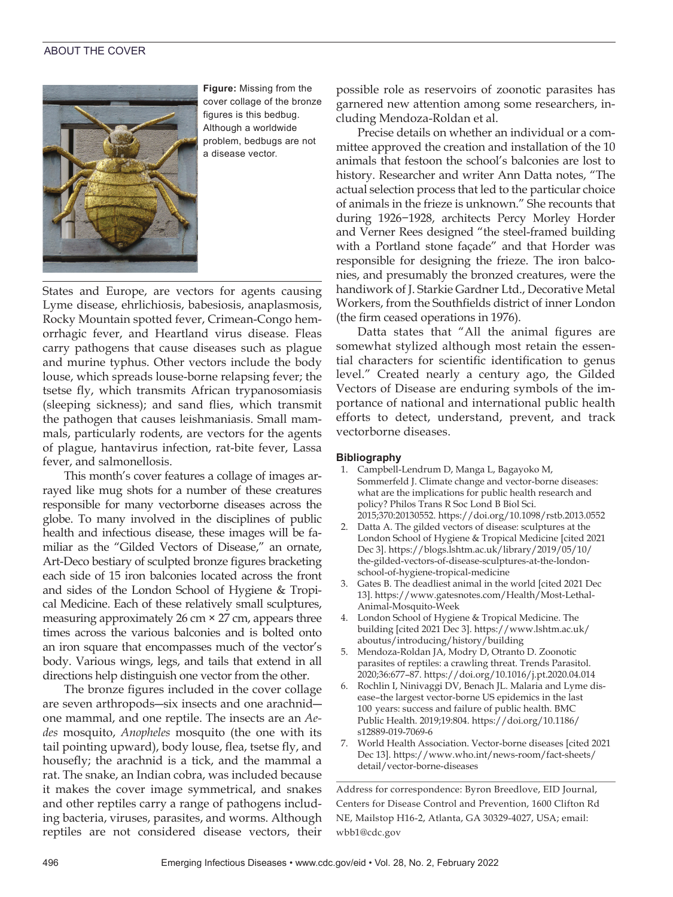**Figure:** Missing from the cover collage of the bronze figures is this bedbug. Although a worldwide problem, bedbugs are not a disease vector.

States and Europe, are vectors for agents causing Lyme disease, ehrlichiosis, babesiosis, anaplasmosis, Rocky Mountain spotted fever, Crimean-Congo hemorrhagic fever, and Heartland virus disease. Fleas carry pathogens that cause diseases such as plague and murine typhus. Other vectors include the body louse, which spreads louse-borne relapsing fever; the tsetse fly, which transmits African trypanosomiasis (sleeping sickness); and sand flies, which transmit the pathogen that causes leishmaniasis. Small mammals, particularly rodents, are vectors for the agents of plague, hantavirus infection, rat-bite fever, Lassa fever, and salmonellosis.

This month's cover features a collage of images arrayed like mug shots for a number of these creatures responsible for many vectorborne diseases across the globe. To many involved in the disciplines of public health and infectious disease, these images will be familiar as the "Gilded Vectors of Disease," an ornate, Art-Deco bestiary of sculpted bronze figures bracketing each side of 15 iron balconies located across the front and sides of the London School of Hygiene & Tropical Medicine. Each of these relatively small sculptures, measuring approximately 26 cm × 27 cm, appears three times across the various balconies and is bolted onto an iron square that encompasses much of the vector's body. Various wings, legs, and tails that extend in all directions help distinguish one vector from the other.

The bronze figures included in the cover collage are seven arthropods—six insects and one arachnid—one mammal, and one reptile. The insects are an *Aedes* mosquito, *Anopheles* mosquito (the one with its tail pointing upward), body louse, flea, tsetse fly, and housefly; the arachnid is a tick, and the mammal a rat. The snake, an Indian cobra, was included because it makes the cover image symmetrical, and snakes and other reptiles carry a range of pathogens including bacteria, viruses, parasites, and worms. Although reptiles are not considered disease vectors, their possible role as reservoirs of zoonotic parasites has garnered new attention among some researchers, including Mendoza-Roldan et al.

Precise details on whether an individual or a committee approved the creation and installation of the 10 animals that festoon the school's balconies are lost to history. Researcher and writer Ann Datta notes, "The actual selection process that led to the particular choice of animals in the frieze is unknown." She recounts that during 1926−1928, architects Percy Morley Horder and Verner Rees designed "the steel-framed building with a Portland stone façade" and that Horder was responsible for designing the frieze. The iron balconies, and presumably the bronzed creatures, were the handiwork of J. Starkie Gardner Ltd., Decorative Metal Workers, from the Southfields district of inner London (the firm ceased operations in 1976).

Datta states that "All the animal figures are somewhat stylized although most retain the essential characters for scientific identification to genus level." Created nearly a century ago, the Gilded Vectors of Disease are enduring symbols of the importance of national and international public health efforts to detect, understand, prevent, and track vectorborne diseases.

### Bibliography

1. Campbell-Lendrum D, Manga L, Bagayoko M, Sommerfeld J. Climate change and vector-borne diseases: what are the implications for public health research and policy? Philos Trans R Soc Lond B Biol Sci. 2015;370:20130552. https://doi.org/10.1098/rstb.2013.0552
2. Datta A. The gilded vectors of disease: sculptures at the London School of Hygiene & Tropical Medicine [cited 2021 Dec 3]. https://blogs.lshtm.ac.uk/library/2019/05/10/the-gilded-vectors-of-disease-sculptures-at-the-london-school-of-hygiene-tropical-medicine
3. Gates B. The deadliest animal in the world [cited 2021 Dec 13]. https://www.gatesnotes.com/Health/Most-Lethal-Animal-Mosquito-Week
4. London School of Hygiene & Tropical Medicine. The building [cited 2021 Dec 3]. https://www.lshtm.ac.uk/aboutus/introducing/history/building
5. Mendoza-Roldan JA, Modry D, Otranto D. Zoonotic parasites of reptiles: a crawling threat. Trends Parasitol. 2020;36:677–87. https://doi.org/10.1016/j.pt.2020.04.014
6. Rochlin I, Ninivaggi DV, Benach JL. Malaria and Lyme disease–the largest vector-borne US epidemics in the last 100 years: success and failure of public health. BMC Public Health. 2019;19:804. https://doi.org/10.1186/s12889-019-7069-6
7. World Health Association. Vector-borne diseases [cited 2021 Dec 13]. https://www.who.int/news-room/fact-sheets/detail/vector-borne-diseases

Address for correspondence: Byron Breedlove, EID Journal, Centers for Disease Control and Prevention, 1600 Clifton Rd NE, Mailstop H16-2, Atlanta, GA 30329-4027, USA; email: wbb1@cdc.gov